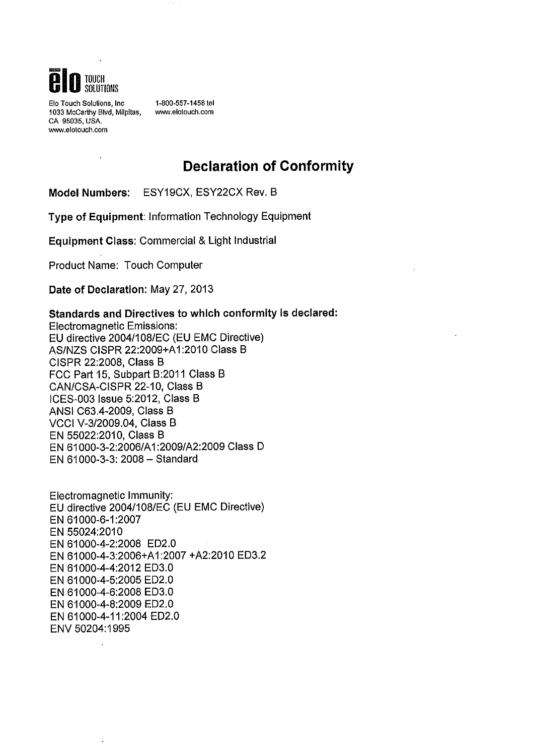elo TOUCH SOLUTIONS

Elo Touch Solutions, Inc
1033 McCarthy Blvd, Milpitas,
CA 95035, USA.
www.elotouch.com

1-800-557-1458 tel
www.elotouch.com

# Declaration of Conformity

**Model Numbers:** ESY19CX, ESY22CX Rev. B

**Type of Equipment**: Information Technology Equipment

**Equipment Class:** Commercial & Light Industrial

Product Name: Touch Computer

**Date of Declaration:** May 27, 2013

**Standards and Directives to which conformity is declared:**
Electromagnetic Emissions:
EU directive 2004/108/EC (EU EMC Directive)
AS/NZS CISPR 22:2009+A1:2010 Class B
CISPR 22:2008, Class B
FCC Part 15, Subpart B:2011 Class B
CAN/CSA-CISPR 22-10, Class B
ICES-003 Issue 5:2012, Class B
ANSI C63.4-2009, Class B
VCCI V-3/2009.04, Class B
EN 55022:2010, Class B
EN 61000-3-2:2006/A1:2009/A2:2009 Class D
EN 61000-3-3: 2008 – Standard

Electromagnetic Immunity:
EU directive 2004/108/EC (EU EMC Directive)
EN 61000-6-1:2007
EN 55024:2010
EN 61000-4-2:2008 ED2.0
EN 61000-4-3:2006+A1:2007 +A2:2010 ED3.2
EN 61000-4-4:2012 ED3.0
EN 61000-4-5:2005 ED2.0
EN 61000-4-6:2008 ED3.0
EN 61000-4-8:2009 ED2.0
EN 61000-4-11:2004 ED2.0
ENV 50204:1995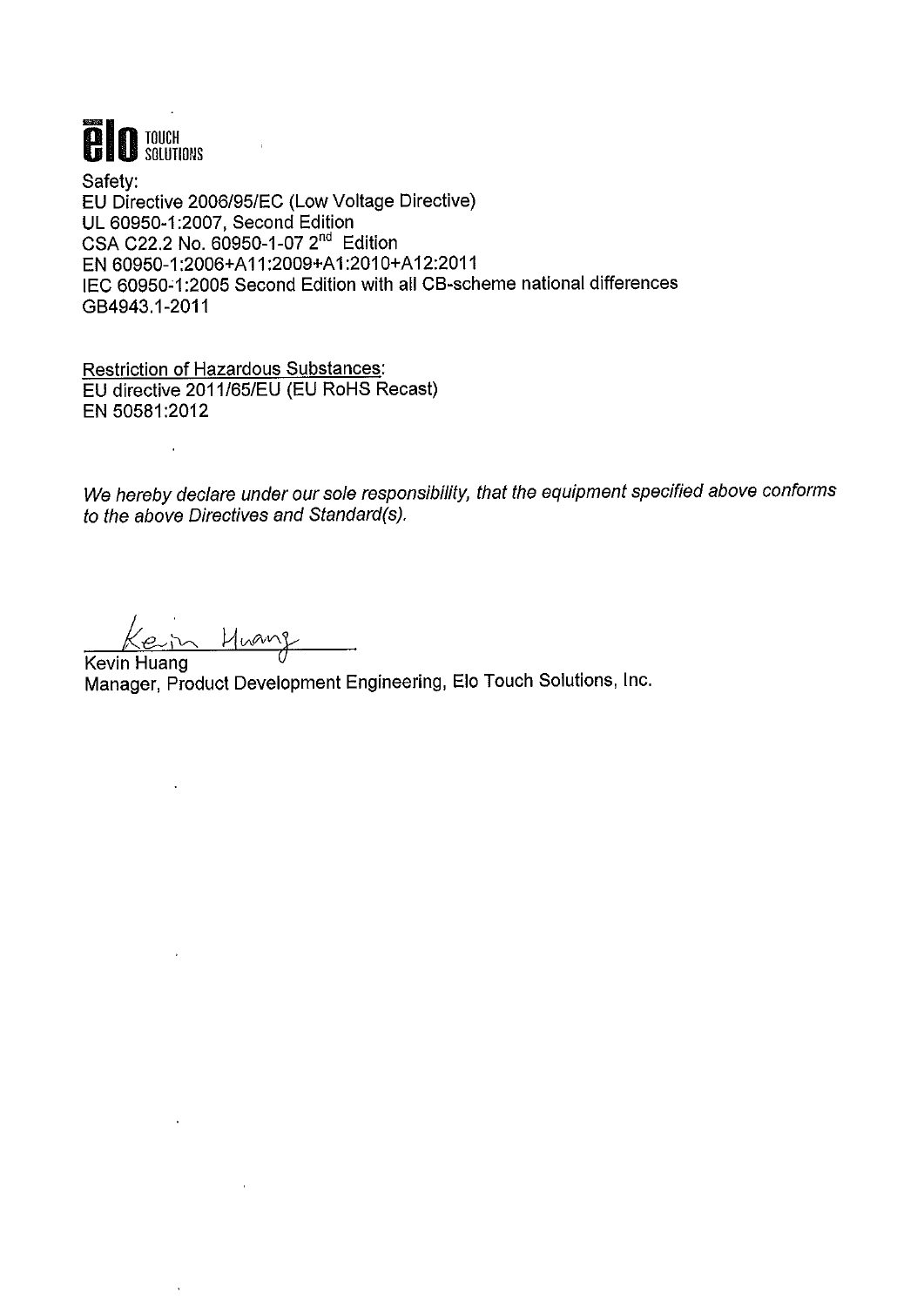elo TOUCH SOLUTIONS

Safety:
EU Directive 2006/95/EC (Low Voltage Directive)
UL 60950-1:2007, Second Edition
CSA C22.2 No. 60950-1-07 2nd Edition
EN 60950-1:2006+A11:2009+A1:2010+A12:2011
IEC 60950-1:2005 Second Edition with all CB-scheme national differences
GB4943.1-2011

Restriction of Hazardous Substances:
EU directive 2011/65/EU (EU RoHS Recast)
EN 50581:2012

*We hereby declare under our sole responsibility, that the equipment specified above conforms to the above Directives and Standard(s).*

Kevin Huang
Manager, Product Development Engineering, Elo Touch Solutions, Inc.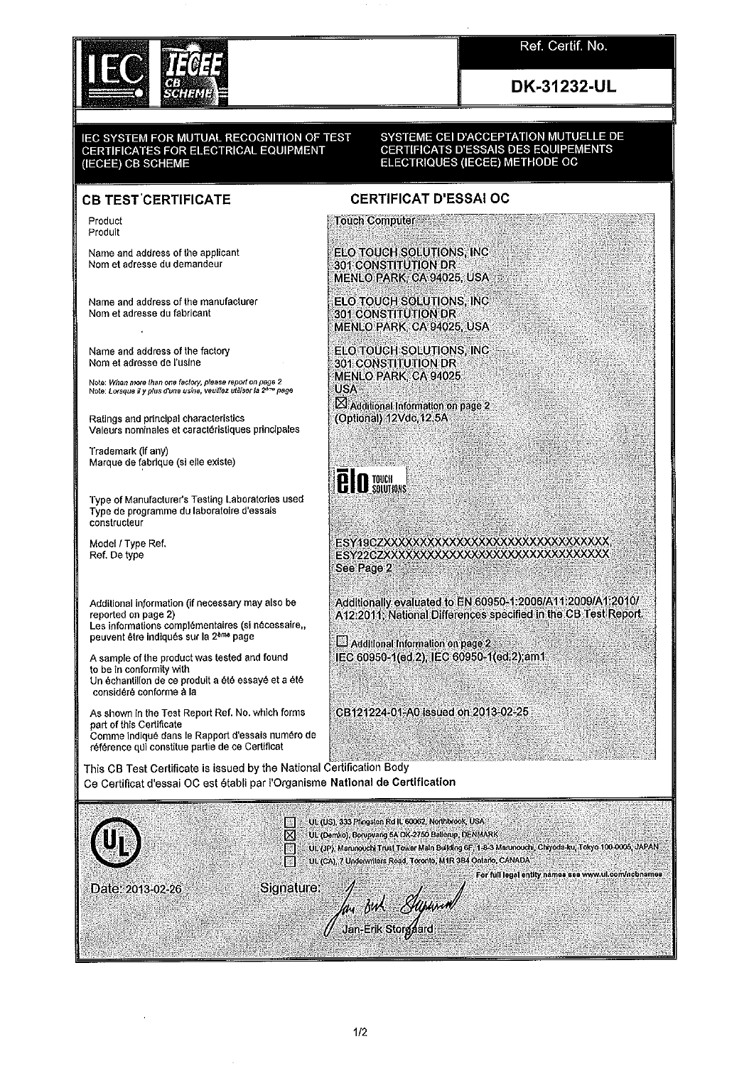**IEC | IECEE CB SCHEME**

Ref. Certif. No.

**DK-31232-UL**

IEC SYSTEM FOR MUTUAL RECOGNITION OF TEST CERTIFICATES FOR ELECTRICAL EQUIPMENT (IECEE) CB SCHEME

SYSTEME CEI D'ACCEPTATION MUTUELLE DE CERTIFICATS D'ESSAIS DES EQUIPEMENTS ELECTRIQUES (IECEE) METHODE OC

## CB TEST CERTIFICATE

## CERTIFICAT D'ESSAI OC

| | |
|---|---|
| Product<br>Produit | Touch Computer |
| Name and address of the applicant<br>Nom et adresse du demandeur | ELO TOUCH SOLUTIONS, INC<br>301 CONSTITUTION DR<br>MENLO PARK, CA 94025, USA |
| Name and address of the manufacturer<br>Nom et adresse du fabricant | ELO TOUCH SOLUTIONS, INC<br>301 CONSTITUTION DR<br>MENLO PARK, CA 94025, USA |
| Name and address of the factory<br>Nom et adresse de l'usine<br>Note: When more than one factory, please report on page 2<br>Note: Lorsque il y plus d'une usine, veuillez utiliser la 2ème page | ELO TOUCH SOLUTIONS, INC<br>301 CONSTITUTION DR<br>MENLO PARK, CA 94025<br>USA<br>☒ Additional Information on page 2 |
| Ratings and principal characteristics<br>Valeurs nominales et caractéristiques principales | (Optional) 12Vdc,12.5A |
| Trademark (if any)<br>Marque de fabrique (si elle existe) | elo TOUCH SOLUTIONS |
| Type of Manufacturer's Testing Laboratories used<br>Type de programme du laboratoire d'essais constructeur | |
| Model / Type Ref.<br>Ref. De type | ESY19CZXXXXXXXXXXXXXXXXXXXXXXXXXXXXXXXXX,<br>ESY22CZXXXXXXXXXXXXXXXXXXXXXXXXXXXXXXXXX<br>See Page 2 |
| Additional information (if necessary may also be reported on page 2)<br>Les informations complémentaires (si nécessaire,, peuvent être indiqués sur la 2ème page | Additionally evaluated to EN 60950-1:2006/A11:2009/A1:2010/A12:2011; National Differences specified in the CB Test Report.<br>☐ Additional Information on page 2 |
| A sample of the product was tested and found to be in conformity with<br>Un échantillon de ce produit a été essayé et a été considéré conforme à la | IEC 60950-1(ed.2), IEC 60950-1(ed.2);am1 |
| As shown in the Test Report Ref. No. which forms part of this Certificate<br>Comme indiqué dans le Rapport d'essais numéro de référence qui constitue partie de ce Certificat | CB121224-01-A0 issued on 2013-02-25 |

This CB Test Certificate is issued by the National Certification Body

Ce Certificat d'essai OC est établi par l'Organisme **National de Certification**

- ☐ UL (US), 333 Pfingsten Rd IL 60062, Northbrook, USA
- ☒ UL (Demko), Borupvang 5A DK-2750 Ballerup, DENMARK
- ☐ UL (JP), Marunouchi Trust Tower Main Building 6F, 1-8-3 Marunouchi, Chiyoda-ku, Tokyo 100-0005, JAPAN
- ☐ UL (CA), 7 Underwriters Road, Toronto, M1R 3B4 Ontario, CANADA

For full legal entity names see www.ul.com/ncbnames

Date: 2013-02-26

Signature: Jan-Erik Storgaard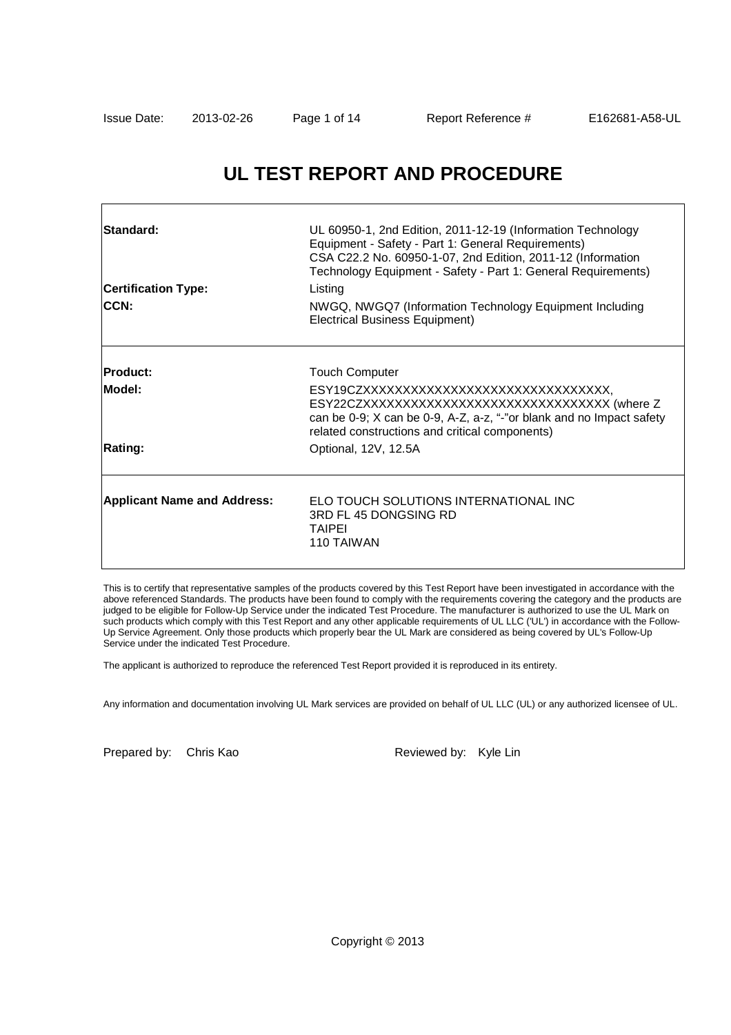# UL TEST REPORT AND PROCEDURE

| | |
|---|---|
| **Standard:** | UL 60950-1, 2nd Edition, 2011-12-19 (Information Technology Equipment - Safety - Part 1: General Requirements)<br>CSA C22.2 No. 60950-1-07, 2nd Edition, 2011-12 (Information Technology Equipment - Safety - Part 1: General Requirements) |
| **Certification Type:** | Listing |
| **CCN:** | NWGQ, NWGQ7 (Information Technology Equipment Including Electrical Business Equipment) |
| **Product:** | Touch Computer |
| **Model:** | ESY19CZXXXXXXXXXXXXXXXXXXXXXXXXXXXXXXX,<br>ESY22CZXXXXXXXXXXXXXXXXXXXXXXXXXXXXXXX (where Z can be 0-9; X can be 0-9, A-Z, a-z, "-"or blank and no Impact safety related constructions and critical components) |
| **Rating:** | Optional, 12V, 12.5A |
| **Applicant Name and Address:** | ELO TOUCH SOLUTIONS INTERNATIONAL INC<br>3RD FL 45 DONGSING RD<br>TAIPEI<br>110 TAIWAN |

This is to certify that representative samples of the products covered by this Test Report have been investigated in accordance with the above referenced Standards. The products have been found to comply with the requirements covering the category and the products are judged to be eligible for Follow-Up Service under the indicated Test Procedure. The manufacturer is authorized to use the UL Mark on such products which comply with this Test Report and any other applicable requirements of UL LLC ('UL') in accordance with the Follow-Up Service Agreement. Only those products which properly bear the UL Mark are considered as being covered by UL's Follow-Up Service under the indicated Test Procedure.

The applicant is authorized to reproduce the referenced Test Report provided it is reproduced in its entirety.

Any information and documentation involving UL Mark services are provided on behalf of UL LLC (UL) or any authorized licensee of UL.

Prepared by: Chris Kao

Reviewed by: Kyle Lin

Copyright © 2013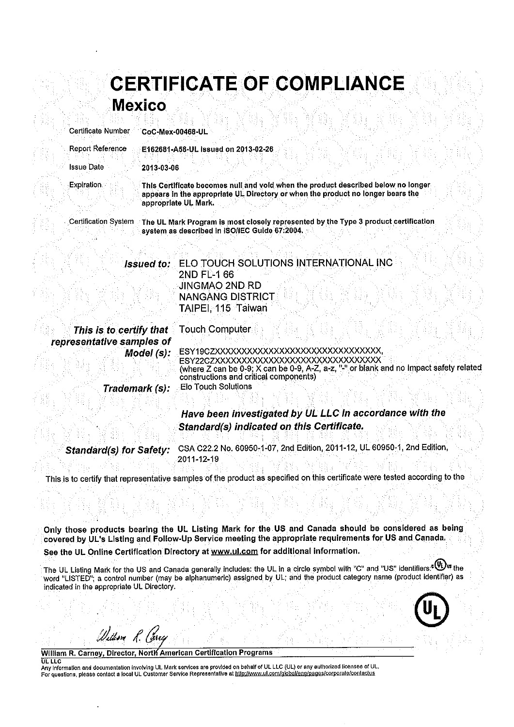# CERTIFICATE OF COMPLIANCE

## Mexico

| | |
|---|---|
| Certificate Number | CoC-Mex-00468-UL |
| Report Reference | E162681-A58-UL issued on 2013-02-26 |
| Issue Date | 2013-03-06 |
| Expiration | This Certificate becomes null and void when the product described below no longer appears in the appropriate UL Directory or when the product no longer bears the appropriate UL Mark. |
| Certification System | The UL Mark Program is most closely represented by the Type 3 product certification system as described in ISO/IEC Guide 67:2004. |

***Issued to:*** ELO TOUCH SOLUTIONS INTERNATIONAL INC
2ND FL-1 66
JINGMAO 2ND RD
NANGANG DISTRICT
TAIPEI, 115 Taiwan

***This is to certify that representative samples of*** Touch Computer

***Model (s):*** ESY19CZXXXXXXXXXXXXXXXXXXXXXXXXXXXXXXXX,
ESY22CZXXXXXXXXXXXXXXXXXXXXXXXXXXXXXXXX
(where Z can be 0-9; X can be 0-9, A-Z, a-z, "-" or blank and no impact safety related constructions and critical components)

***Trademark (s):*** Elo Touch Solutions

***Have been investigated by UL LLC in accordance with the Standard(s) indicated on this Certificate.***

***Standard(s) for Safety:*** CSA C22.2 No. 60950-1-07, 2nd Edition, 2011-12, UL 60950-1, 2nd Edition, 2011-12-19

This is to certify that representative samples of the product as specified on this certificate were tested according to the

**Only those products bearing the UL Listing Mark for the US and Canada should be considered as being covered by UL's Listing and Follow-Up Service meeting the appropriate requirements for US and Canada.**

**See the UL Online Certification Directory at www.ul.com for additional information.**

The UL Listing Mark for the US and Canada generally includes: the UL in a circle symbol with "C" and "US" identifiers; the word "LISTED"; a control number (may be alphanumeric) assigned by UL; and the product category name (product identifier) as indicated in the appropriate UL Directory.

William R. Carney, Director, North American Certification Programs

UL LLC

Any information and documentation involving UL Mark services are provided on behalf of UL LLC (UL) or any authorized licensee of UL.
For questions, please contact a local UL Customer Service Representative at http://www.ul.com/global/eng/pages/corporate/contactus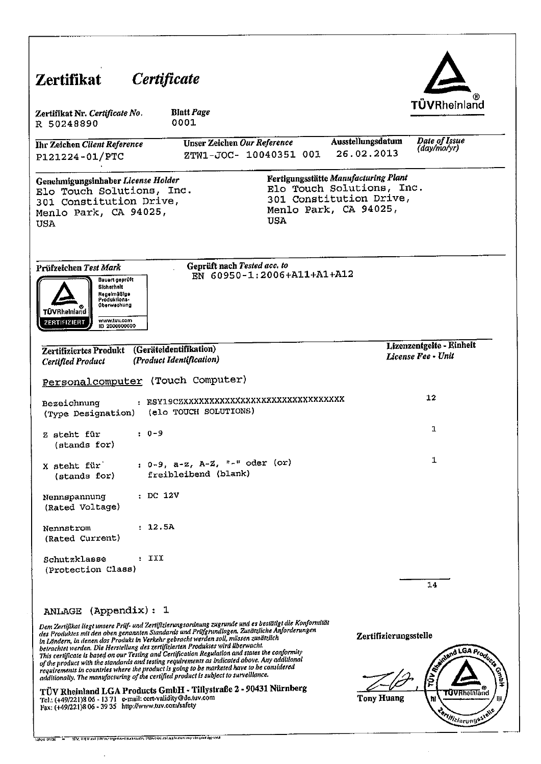# Zertifikat *Certificate*

TÜVRheinland®

| **Zertifikat Nr.** *Certificate No.* | **Blatt** *Page* |
|---|---|
| R 50248890 | 0001 |

| **Ihr Zeichen** *Client Reference* | **Unser Zeichen** *Our Reference* | **Ausstellungsdatum** *Date of Issue (day/mo/yr)* |
|---|---|---|
| P121224-01/PTC | ZTW1-JOC- 10040351 001 | 26.02.2013 |

**Genehmigungsinhaber** *License Holder*
Elo Touch Solutions, Inc.
301 Constitution Drive,
Menlo Park, CA 94025,
USA

**Fertigungsstätte** *Manufacturing Plant*
Elo Touch Solutions, Inc.
301 Constitution Drive,
Menlo Park, CA 94025,
USA

**Prüfzeichen** *Test Mark*

TÜVRheinland ZERTIFIZIERT — Bauart geprüft, Sicherheit, Regelmäßige Produktions-Überwachung, www.tuv.com ID 2000000000

**Geprüft nach** *Tested acc. to*
EN 60950-1:2006+A11+A1+A12

| **Zertifiziertes Produkt** *Certified Product* | **(Geräteidentifikation)** *(Product Identification)* | **Lizenzentgelte - Einheit** *License Fee - Unit* |
|---|---|---|
| Personalcomputer (Touch Computer) | | |
| Bezeichnung (Type Designation) | : ESY19CZXXXXXXXXXXXXXXXXXXXXXXXXXXXXXX (elo TOUCH SOLUTIONS) | 12 |
| Z steht für (stands for) | : 0-9 | 1 |
| X steht für (stands for) | : 0-9, a-z, A-Z, "-" oder (or) freibleibend (blank) | 1 |
| Nennspannung (Rated Voltage) | : DC 12V | |
| Nennstrom (Rated Current) | : 12.5A | |
| Schutzklasse (Protection Class) | : III | |
| | | 14 |

ANLAGE (Appendix): 1

*Dem Zertifikat liegt unsere Prüf- und Zertifizierungsordnung zugrunde und es bestätigt die Konformität des Produktes mit den oben genannten Standards und Prüfgrundlagen. Zusätzliche Anforderungen in Ländern, in denen das Produkt in Verkehr gebracht werden soll, müssen zusätzlich betrachtet werden. Die Herstellung des zertifizierten Produktes wird überwacht.*
*This certificate is based on our Testing and Certification Regulation and states the conformity of the product with the standards and testing requirements as indicated above. Any additional requirements in countries where the product is going to be marketed have to be considered additionally. The manufacturing of the certified product is subject to surveillance.*

**Zertifizierungsstelle**

Tony Huang

**TÜV Rheinland LGA Products GmbH - Tillystraße 2 - 90431 Nürnberg**
Tel.: (+49/221)8 06 - 13 71 e-mail: cert-validity@de.tuv.com
Fax: (+49/221)8 06 - 39 35 http://www.tuv.com/safety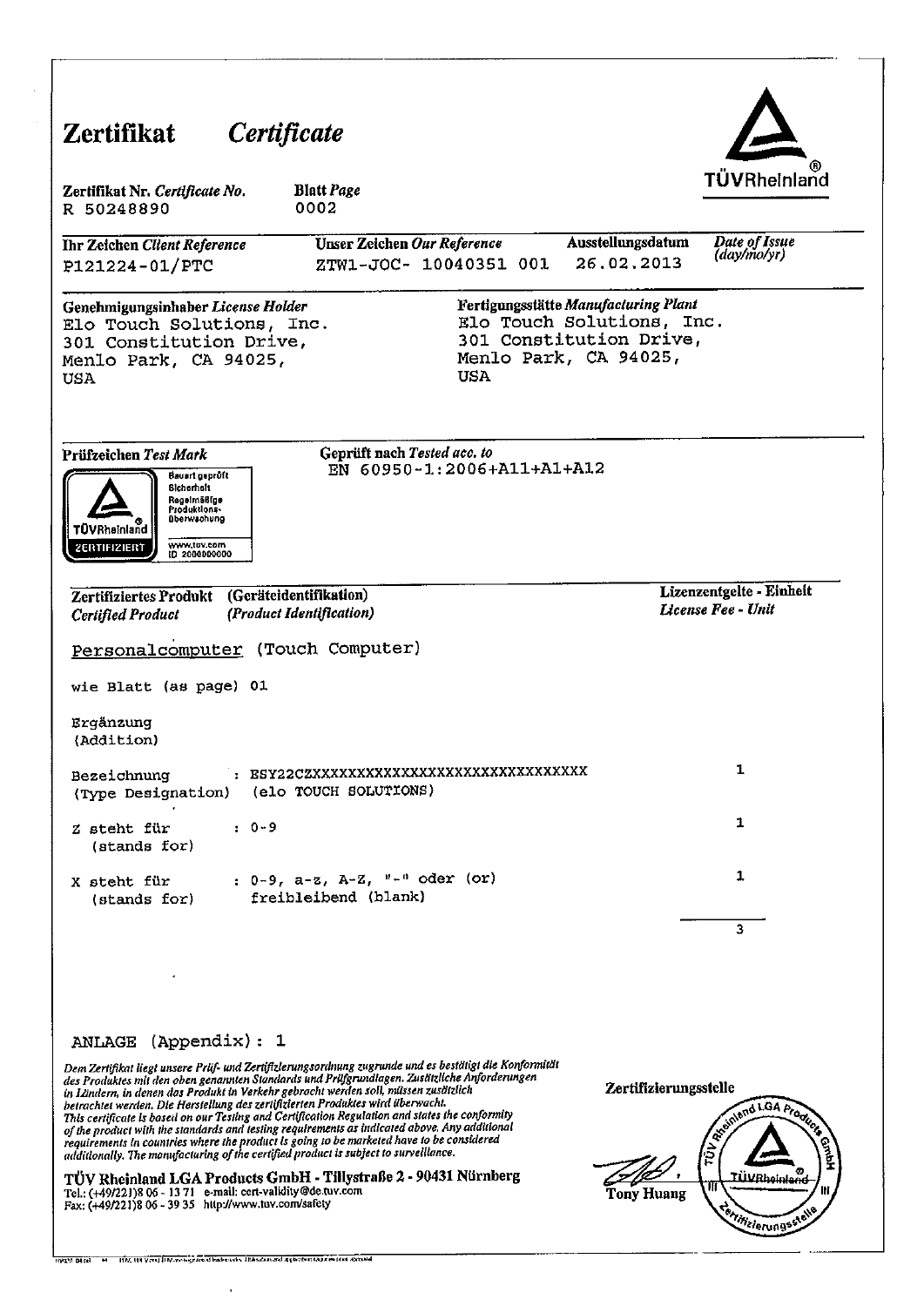# Zertifikat *Certificate*

TÜVRheinland®

| Zertifikat Nr. *Certificate No.* | Blatt *Page* |
|---|---|
| R 50248890 | 0002 |

| Ihr Zeichen *Client Reference* | Unser Zeichen *Our Reference* | Ausstellungsdatum *Date of Issue (day/mo/yr)* |
|---|---|---|
| P121224-01/PTC | ZTW1-JOC- 10040351 001 | 26.02.2013 |

| Genehmigungsinhaber *License Holder* | Fertigungsstätte *Manufacturing Plant* |
|---|---|
| Elo Touch Solutions, Inc.<br>301 Constitution Drive,<br>Menlo Park, CA 94025,<br>USA | Elo Touch Solutions, Inc.<br>301 Constitution Drive,<br>Menlo Park, CA 94025,<br>USA |

**Prüfzeichen** *Test Mark*

TÜVRheinland ZERTIFIZIERT — Bauart geprüft, Sicherheit, Regelmäßige Produktions-überwachung — www.tuv.com ID 2000000000

**Geprüft nach** *Tested acc. to*
EN 60950-1:2006+A11+A1+A12

| Zertifiziertes Produkt (Geräteidentifikation) *Certified Product (Product Identification)* | Lizenzentgelte - Einheit *License Fee - Unit* |
|---|---|
| Personalcomputer (Touch Computer) | |
| wie Blatt (as page) 01 | |
| Ergänzung (Addition) | |
| Bezeichnung (Type Designation) : ESY22CZXXXXXXXXXXXXXXXXXXXXXXXXXXXXXXX (elo TOUCH SOLUTIONS) | 1 |
| Z steht für (stands for) : 0-9 | 1 |
| X steht für (stands for) : 0-9, a-z, A-Z, "-" oder (or) freibleibend (blank) | 1 |
| | 3 |

ANLAGE (Appendix): 1

*Dem Zertifikat liegt unsere Prüf- und Zertifizierungsordnung zugrunde und es bestätigt die Konformität des Produktes mit den oben genannten Standards und Prüfgrundlagen. Zusätzliche Anforderungen in Ländern, in denen das Produkt in Verkehr gebracht werden soll, müssen zusätzlich betrachtet werden. Die Herstellung des zertifizierten Produktes wird überwacht.*
*This certificate is based on our Testing and Certification Regulation and states the conformity of the product with the standards and testing requirements as indicated above. Any additional requirements in countries where the product is going to be marketed have to be considered additionally. The manufacturing of the certified product is subject to surveillance.*

**TÜV Rheinland LGA Products GmbH - Tillystraße 2 - 90431 Nürnberg**
Tel.: (+49/221)8 06 - 13 71 e-mail: cert-validity@de.tuv.com
Fax: (+49/221)8 06 - 39 35 http://www.tuv.com/safety

**Zertifizierungsstelle**

Tony Huang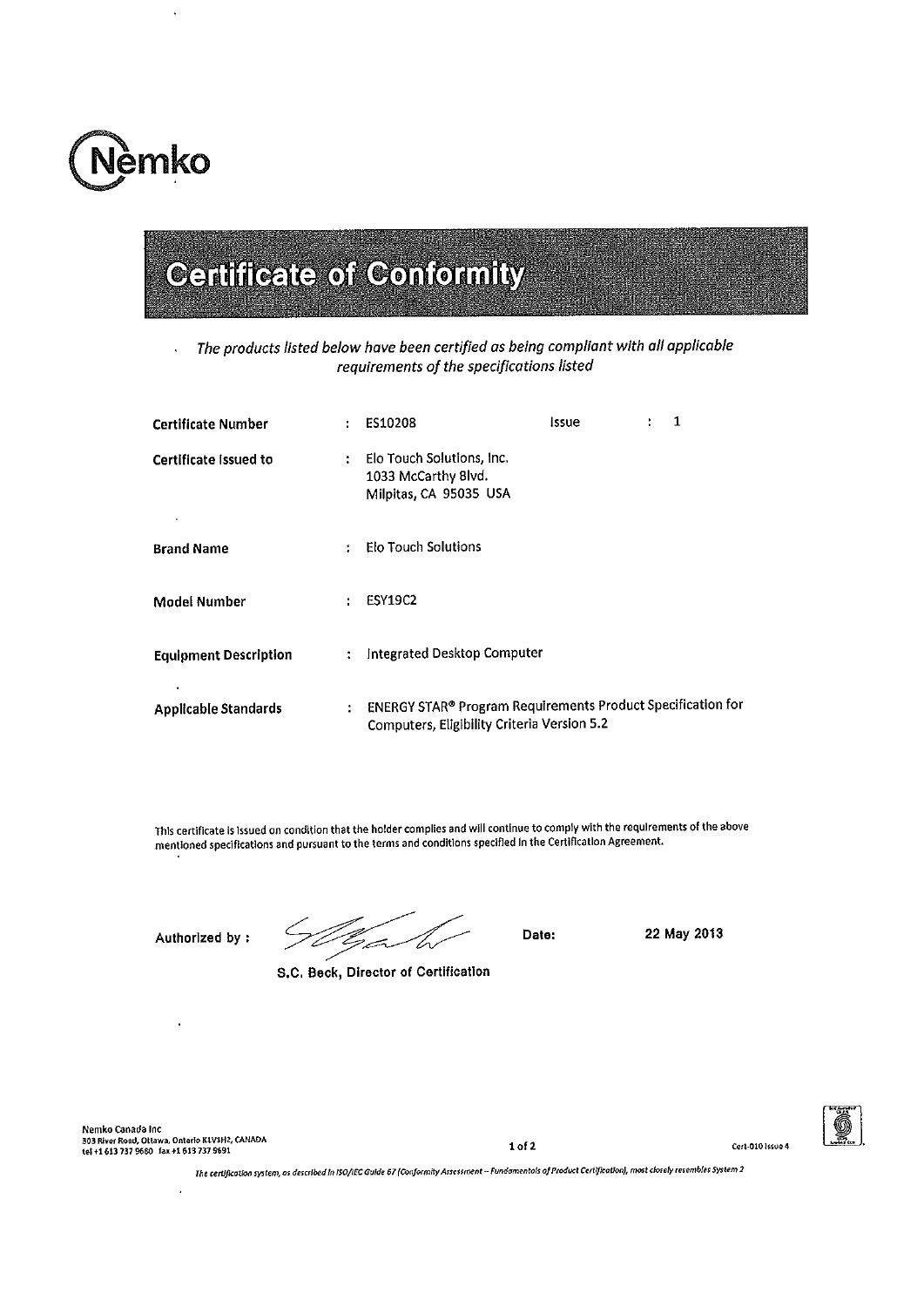Nemko

# Certificate of Conformity

*The products listed below have been certified as being compliant with all applicable requirements of the specifications listed*

| | | | |
|---|---|---|---|
| **Certificate Number** | : ES10208 | Issue | : 1 |
| **Certificate Issued to** | : Elo Touch Solutions, Inc.<br>1033 McCarthy Blvd.<br>Milpitas, CA 95035 USA | | |
| **Brand Name** | : Elo Touch Solutions | | |
| **Model Number** | : ESY19C2 | | |
| **Equipment Description** | : Integrated Desktop Computer | | |
| **Applicable Standards** | : ENERGY STAR® Program Requirements Product Specification for Computers, Eligibility Criteria Version 5.2 | | |

This certificate is issued on condition that the holder complies and will continue to comply with the requirements of the above mentioned specifications and pursuant to the terms and conditions specified in the Certification Agreement.

**Authorized by :** **Date:** **22 May 2013**

**S.C. Beck, Director of Certification**

Nemko Canada Inc
303 River Road, Ottawa, Ontario K1V1H2, CANADA
tel +1 613 737 9680 fax +1 613 737 9691

Cert-010 Issue 4

*The certification system, as described in ISO/IEC Guide 67 (Conformity Assessment – Fundamentals of Product Certification), most closely resembles System 2*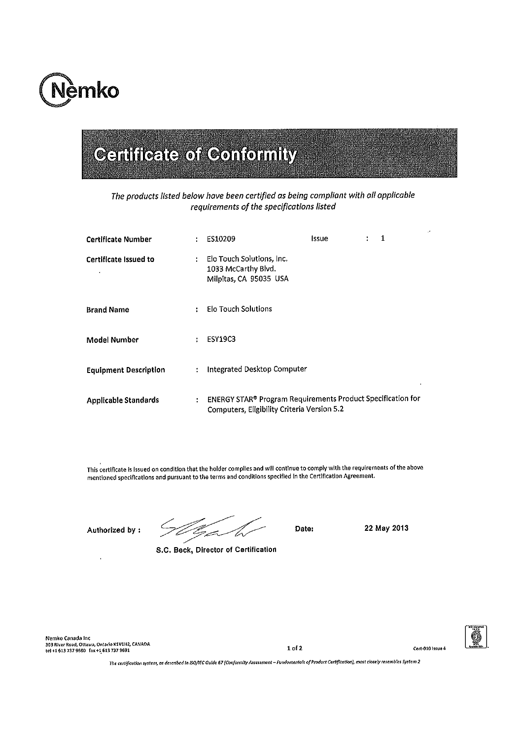Nemko

# Certificate of Conformity

*The products listed below have been certified as being compliant with all applicable requirements of the specifications listed*

| | | |
|---|---|---|
| **Certificate Number** | : | ES10209 &nbsp;&nbsp;&nbsp;&nbsp; Issue : 1 |
| **Certificate Issued to** | : | Elo Touch Solutions, Inc.<br>1033 McCarthy Blvd.<br>Milpitas, CA 95035 USA |
| **Brand Name** | : | Elo Touch Solutions |
| **Model Number** | : | ESY19C3 |
| **Equipment Description** | : | Integrated Desktop Computer |
| **Applicable Standards** | : | ENERGY STAR® Program Requirements Product Specification for Computers, Eligibility Criteria Version 5.2 |

This certificate is issued on condition that the holder complies and will continue to comply with the requirements of the above mentioned specifications and pursuant to the terms and conditions specified in the Certification Agreement.

**Authorized by :** &nbsp;&nbsp;&nbsp;&nbsp; **Date:** 22 May 2013

**S.C. Beck, Director of Certification**

Nemko Canada Inc
303 River Road, Ottawa, Ontario K1V1H2, CANADA
tel +1 613 737 9680 fax +1 613 737 9691

Cert-010 Issue 4

*The certification system, as described in ISO/IEC Guide 67 (Conformity Assessment – Fundamentals of Product Certification), most closely resembles System 2*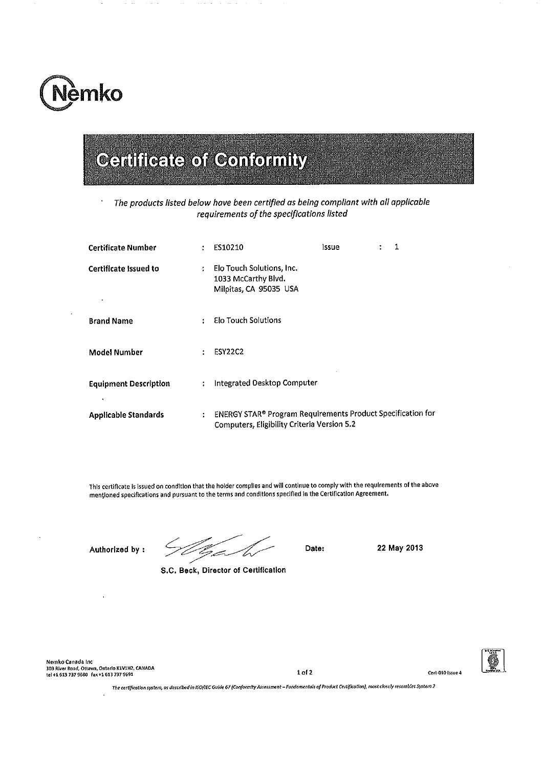Nemko

# Certificate of Conformity

*The products listed below have been certified as being compliant with all applicable requirements of the specifications listed*

| | | | | |
|---|---|---|---|---|
| **Certificate Number** | : ES10210 | Issue | : | 1 |
| **Certificate Issued to** | : Elo Touch Solutions, Inc.<br>1033 McCarthy Blvd.<br>Milpitas, CA 95035 USA | | | |
| **Brand Name** | : Elo Touch Solutions | | | |
| **Model Number** | : ESY22C2 | | | |
| **Equipment Description** | : Integrated Desktop Computer | | | |
| **Applicable Standards** | : ENERGY STAR® Program Requirements Product Specification for Computers, Eligibility Criteria Version 5.2 | | | |

This certificate is issued on condition that the holder complies and will continue to comply with the requirements of the above mentioned specifications and pursuant to the terms and conditions specified in the Certification Agreement.

**Authorized by :** **Date:** **22 May 2013**

**S.C. Beck, Director of Certification**

Nemko Canada Inc
303 River Road, Ottawa, Ontario K1V1H2, CANADA
tel +1 613 737 9680 fax +1 613 737 9691

Cert-010 Issue 4

*The certification system, as described in ISO/IEC Guide 67 (Conformity Assessment – Fundamentals of Product Certification), most closely resembles System 2*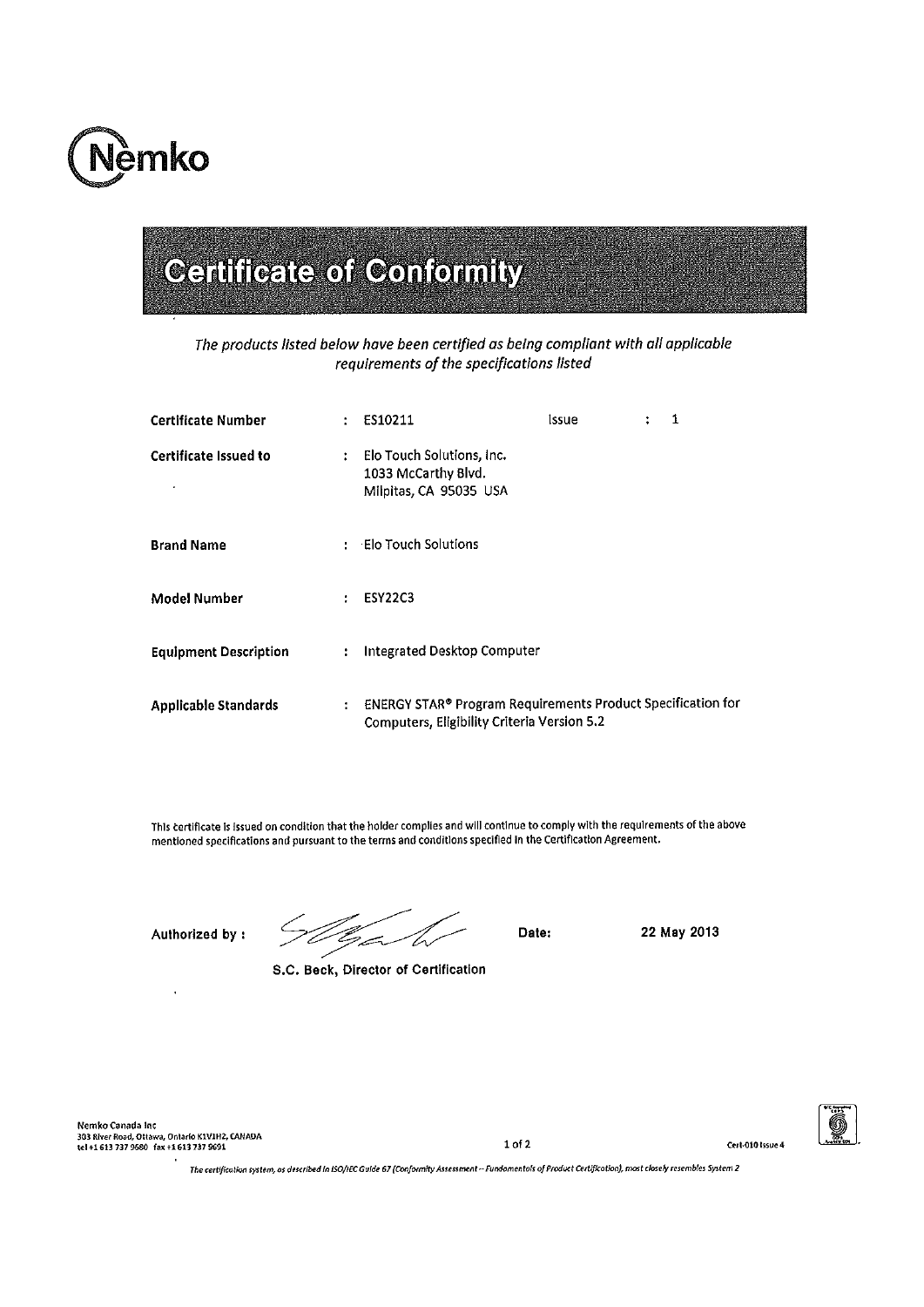Nemko

# Certificate of Conformity

*The products listed below have been certified as being compliant with all applicable requirements of the specifications listed*

| | | | |
|---|---|---|---|
| **Certificate Number** | : ES10211 | Issue | : 1 |
| **Certificate Issued to** | : Elo Touch Solutions, Inc.<br>1033 McCarthy Blvd.<br>Milpitas, CA 95035 USA | | |
| **Brand Name** | : Elo Touch Solutions | | |
| **Model Number** | : ESY22C3 | | |
| **Equipment Description** | : Integrated Desktop Computer | | |
| **Applicable Standards** | : ENERGY STAR® Program Requirements Product Specification for Computers, Eligibility Criteria Version 5.2 | | |

This certificate is issued on condition that the holder complies and will continue to comply with the requirements of the above mentioned specifications and pursuant to the terms and conditions specified in the Certification Agreement.

**Authorized by :** **Date:** **22 May 2013**

**S.C. Beck, Director of Certification**

Nemko Canada Inc
303 River Road, Ottawa, Ontario K1V1H2, CANADA
tel +1 613 737 9680 fax +1 613 737 9691

Cert-010 Issue 4

*The certification system, as described in ISO/IEC Guide 67 (Conformity Assessment -- Fundamentals of Product Certification), most closely resembles System 2*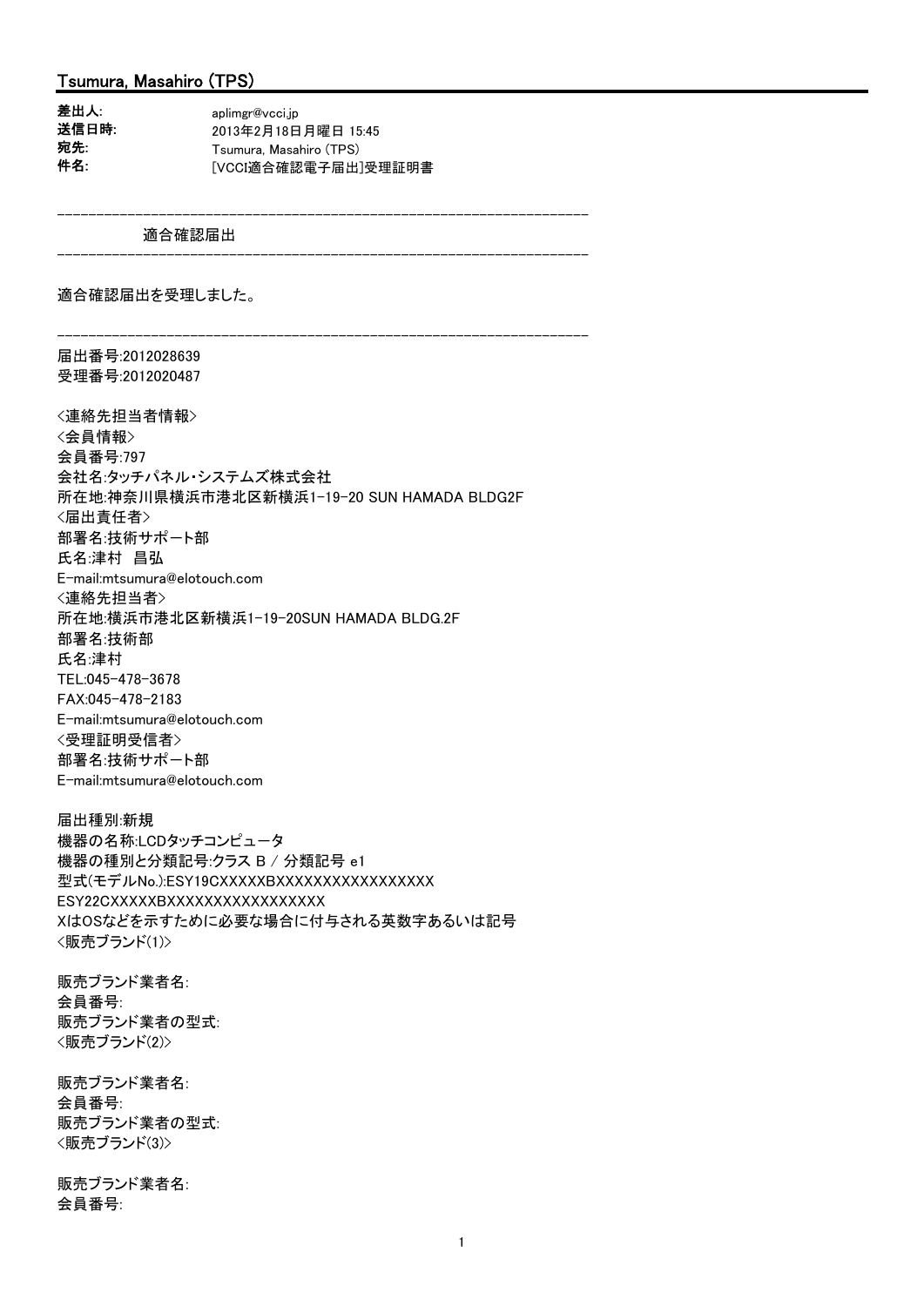## Tsumura, Masahiro (TPS)

**差出人:** aplimgr@vcci.jp
**送信日時:** 2013年2月18日月曜日 15:45
**宛先:** Tsumura, Masahiro (TPS)
**件名:** [VCCI適合確認電子届出]受理証明書

------------------------------------------------------------------------

適合確認届出

------------------------------------------------------------------------

適合確認届出を受理しました。

------------------------------------------------------------------------

届出番号:2012028639
受理番号:2012020487

<連絡先担当者情報>
<会員情報>
会員番号:797
会社名:タッチパネル・システムズ株式会社
所在地:神奈川県横浜市港北区新横浜1-19-20 SUN HAMADA BLDG2F
<届出責任者>
部署名:技術サポート部
氏名:津村　昌弘
E-mail:mtsumura@elotouch.com
<連絡先担当者>
所在地:横浜市港北区新横浜1-19-20SUN HAMADA BLDG.2F
部署名:技術部
氏名:津村
TEL:045-478-3678
FAX:045-478-2183
E-mail:mtsumura@elotouch.com
<受理証明受信者>
部署名:技術サポート部
E-mail:mtsumura@elotouch.com

届出種別:新規
機器の名称:LCDタッチコンピュータ
機器の種別と分類記号:クラス B / 分類記号 e1
型式(モデルNo.):ESY19CXXXXXBXXXXXXXXXXXXXXXXX
ESY22CXXXXXBXXXXXXXXXXXXXXXXX
XはOSなどを示すために必要な場合に付与される英数字あるいは記号
<販売ブランド(1)>

販売ブランド業者名:
会員番号:
販売ブランド業者の型式:
<販売ブランド(2)>

販売ブランド業者名:
会員番号:
販売ブランド業者の型式:
<販売ブランド(3)>

販売ブランド業者名:
会員番号: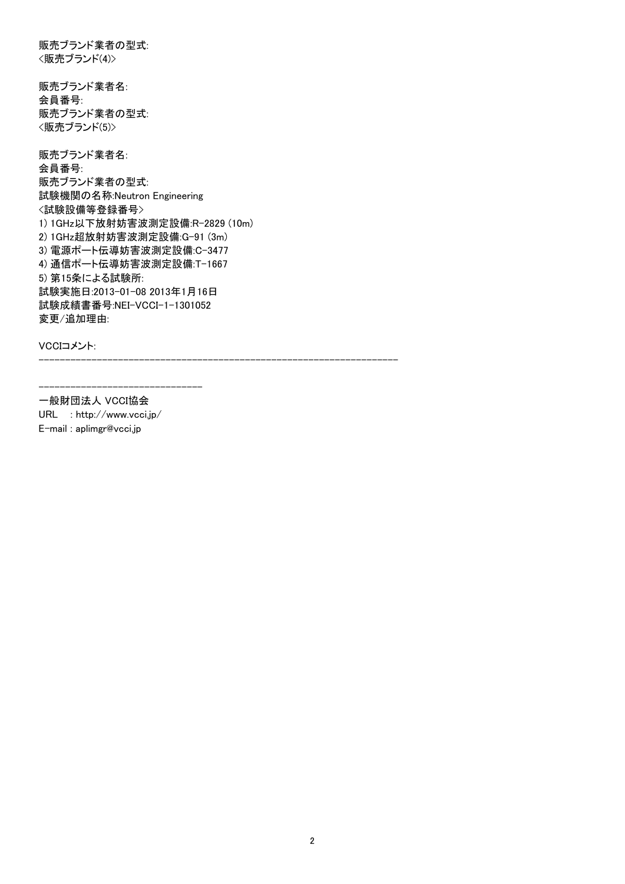販売ブランド業者の型式:
<販売ブランド(4)>

販売ブランド業者名:
会員番号:
販売ブランド業者の型式:
<販売ブランド(5)>

販売ブランド業者名:
会員番号:
販売ブランド業者の型式:
試験機関の名称:Neutron Engineering
<試験設備等登録番号>
1) 1GHz以下放射妨害波測定設備:R-2829 (10m)
2) 1GHz超放射妨害波測定設備:G-91 (3m)
3) 電源ポート伝導妨害波測定設備:C-3477
4) 通信ポート伝導妨害波測定設備:T-1667
5) 第15条による試験所:
試験実施日:2013-01-08 2013年1月16日
試験成績書番号:NEI-VCCI-1-1301052
変更/追加理由:

VCCIコメント:
-------------------------------------------------------------------------

---------------------------------

一般財団法人 VCCI協会
URL　: http://www.vcci.jp/
E-mail : aplimgr@vcci.jp